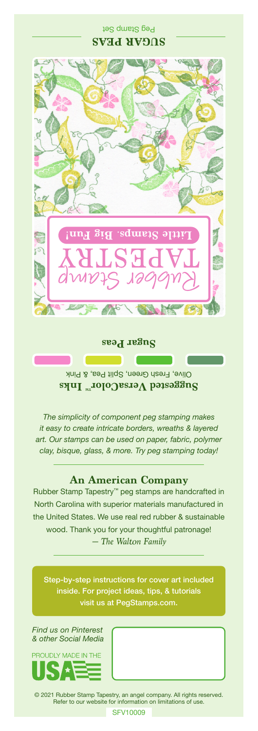SUGAR PEAS

Peg Stamp Set

Rubber Stamp TAPESTRY

Little Stamps. Big Fun!

**Sugar Peas**

**Suggested VersaColor™ Inks**

Olive, Fresh Green, Split Pea, & Pink

*The simplicity of component peg stamping makes it easy to create intricate borders, wreaths & layered art. Our stamps can be used on paper, fabric, polymer clay, bisque, glass, & more. Try peg stamping today!*

## An American Company

Rubber Stamp Tapestry™ peg stamps are handcrafted in North Carolina with superior materials manufactured in the United States. We use real red rubber & sustainable wood. Thank you for your thoughtful patronage!
*— The Walton Family*

Step-by-step instructions for cover art included inside. For project ideas, tips, & tutorials visit us at PegStamps.com.

*Find us on Pinterest & other Social Media*

PROUDLY MADE IN THE USA

© 2021 Rubber Stamp Tapestry, an angel company. All rights reserved. Refer to our website for information on limitations of use.

SFV10009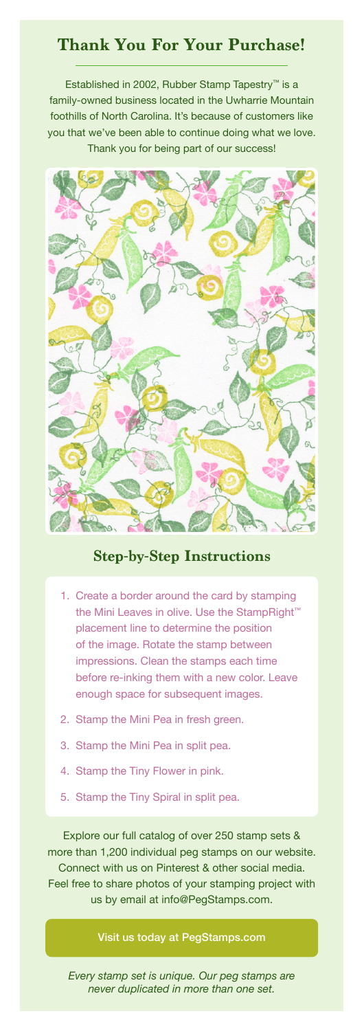## Thank You For Your Purchase!

Established in 2002, Rubber Stamp Tapestry™ is a family-owned business located in the Uwharrie Mountain foothills of North Carolina. It's because of customers like you that we've been able to continue doing what we love. Thank you for being part of our success!

### Step-by-Step Instructions

1. Create a border around the card by stamping the Mini Leaves in olive. Use the StampRight™ placement line to determine the position of the image. Rotate the stamp between impressions. Clean the stamps each time before re-inking them with a new color. Leave enough space for subsequent images.
2. Stamp the Mini Pea in fresh green.
3. Stamp the Mini Pea in split pea.
4. Stamp the Tiny Flower in pink.
5. Stamp the Tiny Spiral in split pea.

Explore our full catalog of over 250 stamp sets & more than 1,200 individual peg stamps on our website. Connect with us on Pinterest & other social media. Feel free to share photos of your stamping project with us by email at info@PegStamps.com.

**Visit us today at PegStamps.com**

*Every stamp set is unique. Our peg stamps are never duplicated in more than one set.*